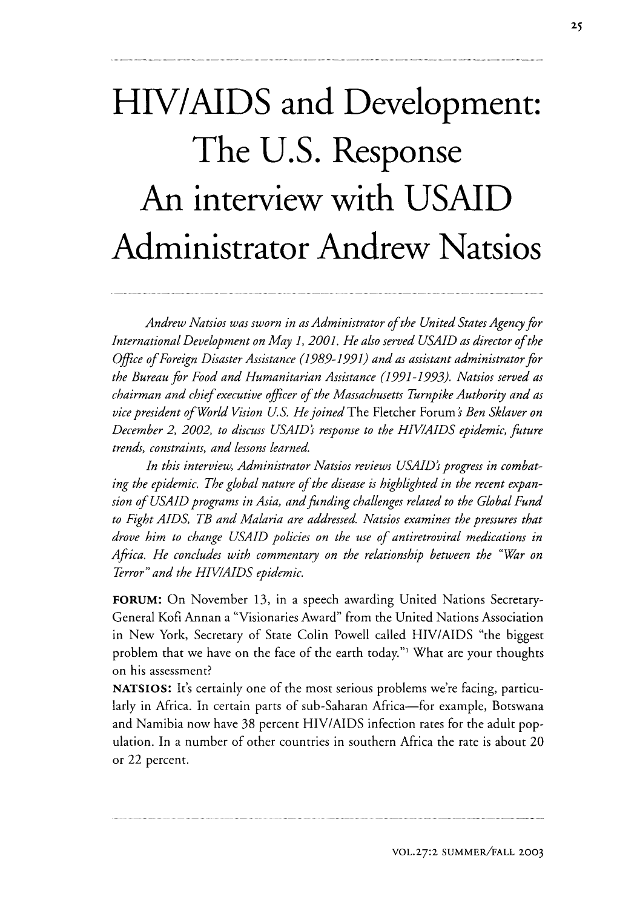# HIV/AIDS and Development: The U.S. Response An interview with USAID Administrator Andrew Natsios

*Andrew Natsios was sworn in as Administrator of the United States Agency for International Development on May 1, 2001. He also served USAID as director of the Office of Foreign Disaster Assistance (1989-1991) and as assistant administrator for the Bureau for Food and Humanitarian Assistance (1991-1993). Natsios served as chairman and chief executive officer of the Massachusetts Turnpike Authority and as vice president of World Vision U.S. He joined* The Fletcher Forum*'s Ben Sklaver on December 2, 2002, to discuss USAID's response to the HIV/AIDS epidemic, future trends, constraints, and lessons learned.*

*In this interview, Administrator Natsios reviews USAID's progress in combating the epidemic. The global nature of the disease is highlighted in the recent expansion of USAID programs in Asia, and funding challenges related to the Global Fund to Fight AIDS, TB and Malaria are addressed. Natsios examines the pressures that drove him to change USAID policies on the use of antiretroviral medications in Africa. He concludes with commentary on the relationship between the "War on Terror" and the HIV/AIDS epidemic.*

**FORUM:** On November 13, in a speech awarding United Nations Secretary-General Kofi Annan a "Visionaries Award" from the United Nations Association in New York, Secretary of State Colin Powell called HIV/AIDS "the biggest problem that we have on the face of the earth today."[1] What are your thoughts on his assessment?

**NATSIOS:** It's certainly one of the most serious problems we're facing, particularly in Africa. In certain parts of sub-Saharan Africa—for example, Botswana and Namibia now have 38 percent HIV/AIDS infection rates for the adult population. In a number of other countries in southern Africa the rate is about 20 or 22 percent.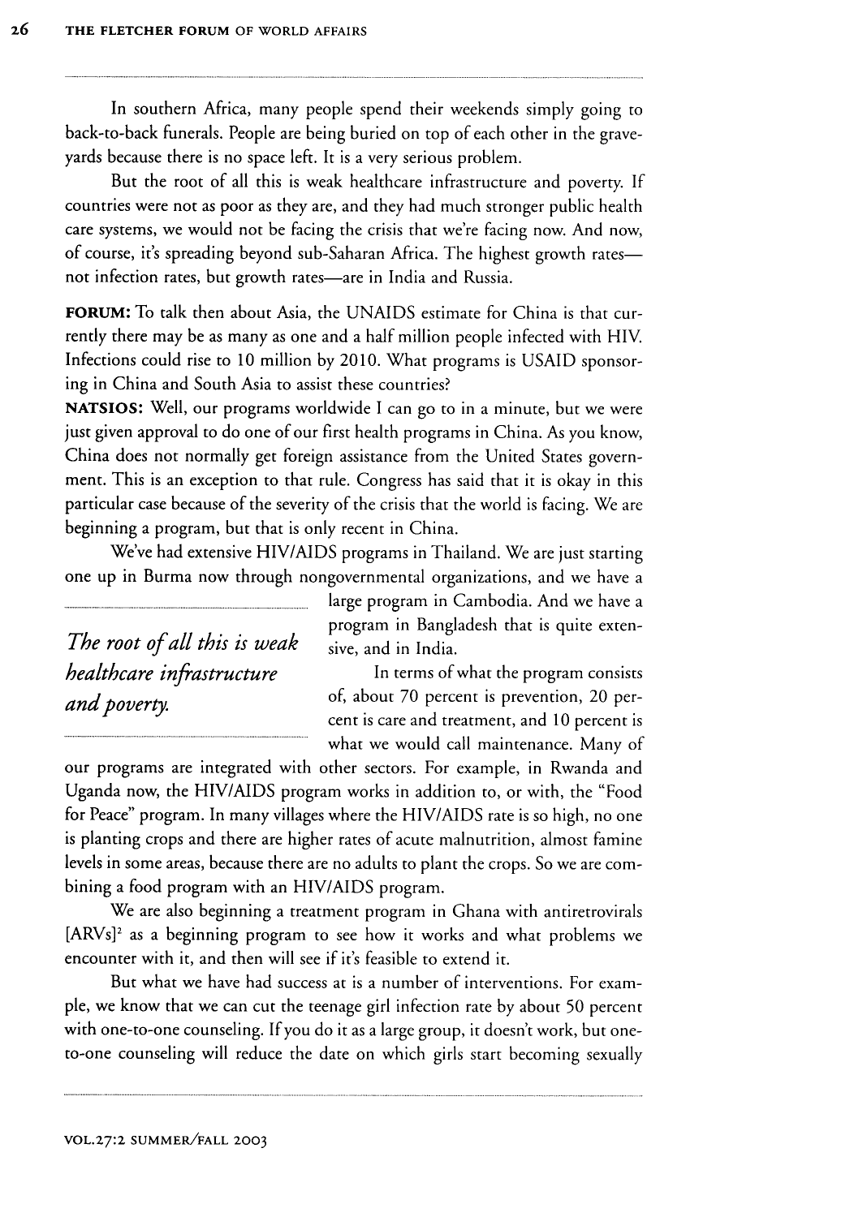In southern Africa, many people spend their weekends simply going to back-to-back funerals. People are being buried on top of each other in the graveyards because there is no space left. It is a very serious problem.

But the root of all this is weak healthcare infrastructure and poverty. If countries were not as poor as they are, and they had much stronger public health care systems, we would not be facing the crisis that we're facing now. And now, of course, it's spreading beyond sub-Saharan Africa. The highest growth rates—not infection rates, but growth rates—are in India and Russia.

**FORUM:** To talk then about Asia, the UNAIDS estimate for China is that currently there may be as many as one and a half million people infected with HIV. Infections could rise to 10 million by 2010. What programs is USAID sponsoring in China and South Asia to assist these countries?

**NATSIOS:** Well, our programs worldwide I can go to in a minute, but we were just given approval to do one of our first health programs in China. As you know, China does not normally get foreign assistance from the United States government. This is an exception to that rule. Congress has said that it is okay in this particular case because of the severity of the crisis that the world is facing. We are beginning a program, but that is only recent in China.

We've had extensive HIV/AIDS programs in Thailand. We are just starting one up in Burma now through nongovernmental organizations, and we have a large program in Cambodia. And we have a program in Bangladesh that is quite extensive, and in India.

*The root of all this is weak healthcare infrastructure and poverty.*

In terms of what the program consists of, about 70 percent is prevention, 20 percent is care and treatment, and 10 percent is what we would call maintenance. Many of our programs are integrated with other sectors. For example, in Rwanda and Uganda now, the HIV/AIDS program works in addition to, or with, the "Food for Peace" program. In many villages where the HIV/AIDS rate is so high, no one is planting crops and there are higher rates of acute malnutrition, almost famine levels in some areas, because there are no adults to plant the crops. So we are combining a food program with an HIV/AIDS program.

We are also beginning a treatment program in Ghana with antiretrovirals [ARVs][2] as a beginning program to see how it works and what problems we encounter with it, and then will see if it's feasible to extend it.

But what we have had success at is a number of interventions. For example, we know that we can cut the teenage girl infection rate by about 50 percent with one-to-one counseling. If you do it as a large group, it doesn't work, but one-to-one counseling will reduce the date on which girls start becoming sexually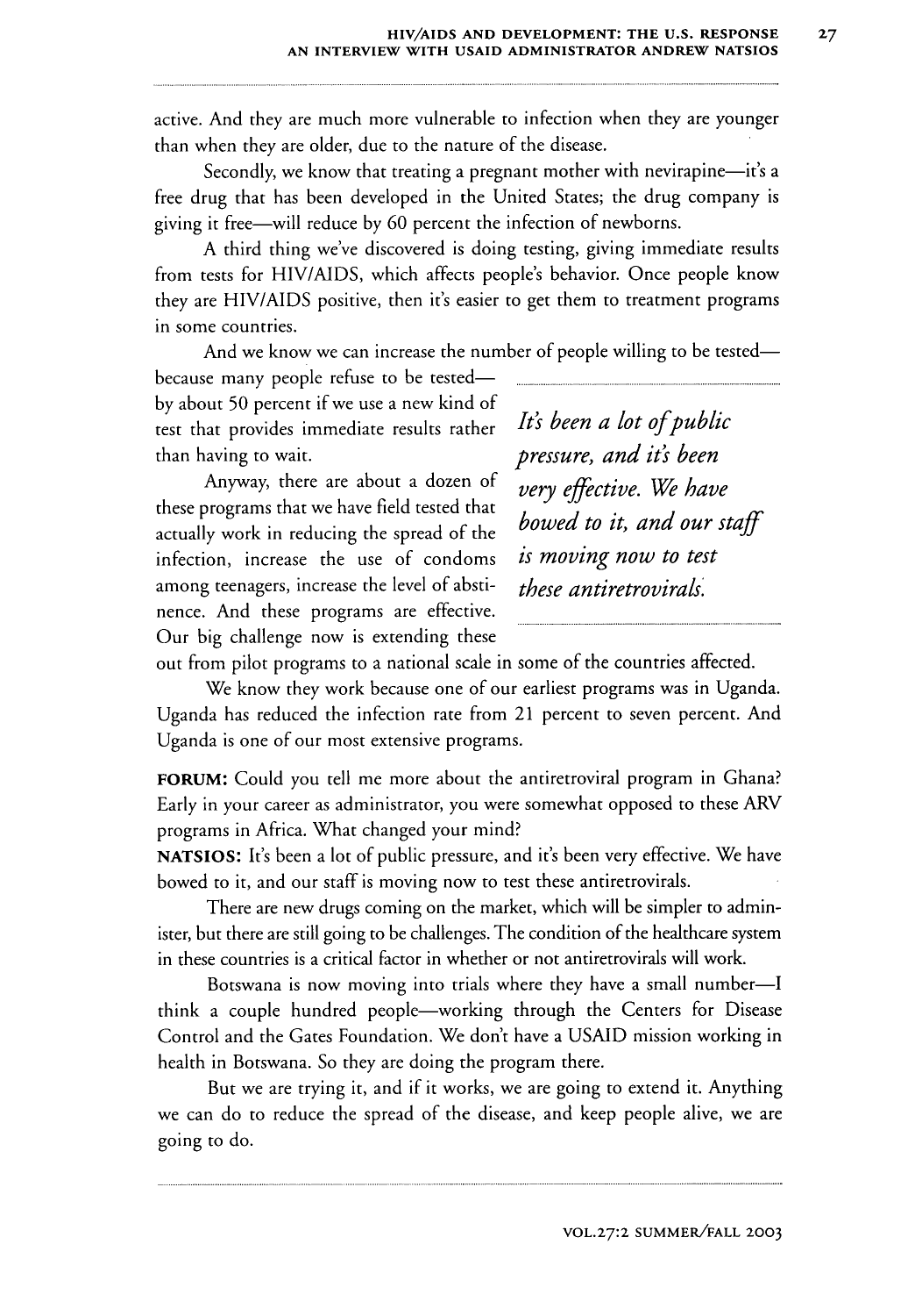active. And they are much more vulnerable to infection when they are younger than when they are older, due to the nature of the disease.

Secondly, we know that treating a pregnant mother with nevirapine—it's a free drug that has been developed in the United States; the drug company is giving it free—will reduce by 60 percent the infection of newborns.

A third thing we've discovered is doing testing, giving immediate results from tests for HIV/AIDS, which affects people's behavior. Once people know they are HIV/AIDS positive, then it's easier to get them to treatment programs in some countries.

And we know we can increase the number of people willing to be tested—because many people refuse to be tested—by about 50 percent if we use a new kind of test that provides immediate results rather than having to wait.

> *It's been a lot of public pressure, and it's been very effective. We have bowed to it, and our staff is moving now to test these antiretrovirals.*

Anyway, there are about a dozen of these programs that we have field tested that actually work in reducing the spread of the infection, increase the use of condoms among teenagers, increase the level of abstinence. And these programs are effective. Our big challenge now is extending these out from pilot programs to a national scale in some of the countries affected.

We know they work because one of our earliest programs was in Uganda. Uganda has reduced the infection rate from 21 percent to seven percent. And Uganda is one of our most extensive programs.

**FORUM:** Could you tell me more about the antiretroviral program in Ghana? Early in your career as administrator, you were somewhat opposed to these ARV programs in Africa. What changed your mind?

**NATSIOS:** It's been a lot of public pressure, and it's been very effective. We have bowed to it, and our staff is moving now to test these antiretrovirals.

There are new drugs coming on the market, which will be simpler to administer, but there are still going to be challenges. The condition of the healthcare system in these countries is a critical factor in whether or not antiretrovirals will work.

Botswana is now moving into trials where they have a small number—I think a couple hundred people—working through the Centers for Disease Control and the Gates Foundation. We don't have a USAID mission working in health in Botswana. So they are doing the program there.

But we are trying it, and if it works, we are going to extend it. Anything we can do to reduce the spread of the disease, and keep people alive, we are going to do.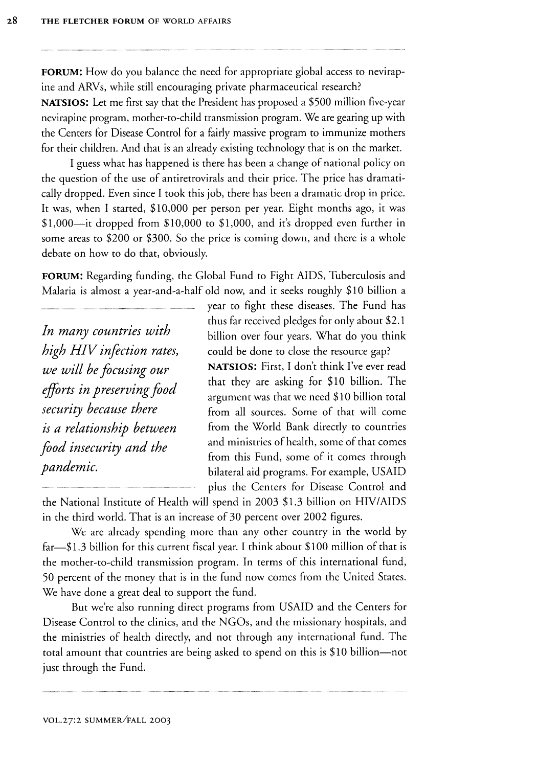**FORUM:** How do you balance the need for appropriate global access to nevirapine and ARVs, while still encouraging private pharmaceutical research?

**NATSIOS:** Let me first say that the President has proposed a $500 million five-year nevirapine program, mother-to-child transmission program. We are gearing up with the Centers for Disease Control for a fairly massive program to immunize mothers for their children. And that is an already existing technology that is on the market.

I guess what has happened is there has been a change of national policy on the question of the use of antiretrovirals and their price. The price has dramatically dropped. Even since I took this job, there has been a dramatic drop in price. It was, when I started, $10,000 per person per year. Eight months ago, it was $1,000—it dropped from $10,000 to $1,000, and it's dropped even further in some areas to $200 or $300. So the price is coming down, and there is a whole debate on how to do that, obviously.

**FORUM:** Regarding funding, the Global Fund to Fight AIDS, Tuberculosis and Malaria is almost a year-and-a-half old now, and it seeks roughly $10 billion a year to fight these diseases. The Fund has thus far received pledges for only about $2.1 billion over four years. What do you think could be done to close the resource gap?

*In many countries with high HIV infection rates, we will be focusing our efforts in preserving food security because there is a relationship between food insecurity and the pandemic.*

**NATSIOS:** First, I don't think I've ever read that they are asking for $10 billion. The argument was that we need $10 billion total from all sources. Some of that will come from the World Bank directly to countries and ministries of health, some of that comes from this Fund, some of it comes through bilateral aid programs. For example, USAID plus the Centers for Disease Control and the National Institute of Health will spend in 2003 $1.3 billion on HIV/AIDS in the third world. That is an increase of 30 percent over 2002 figures.

We are already spending more than any other country in the world by far—$1.3 billion for this current fiscal year. I think about $100 million of that is the mother-to-child transmission program. In terms of this international fund, 50 percent of the money that is in the fund now comes from the United States. We have done a great deal to support the fund.

But we're also running direct programs from USAID and the Centers for Disease Control to the clinics, and the NGOs, and the missionary hospitals, and the ministries of health directly, and not through any international fund. The total amount that countries are being asked to spend on this is $10 billion—not just through the Fund.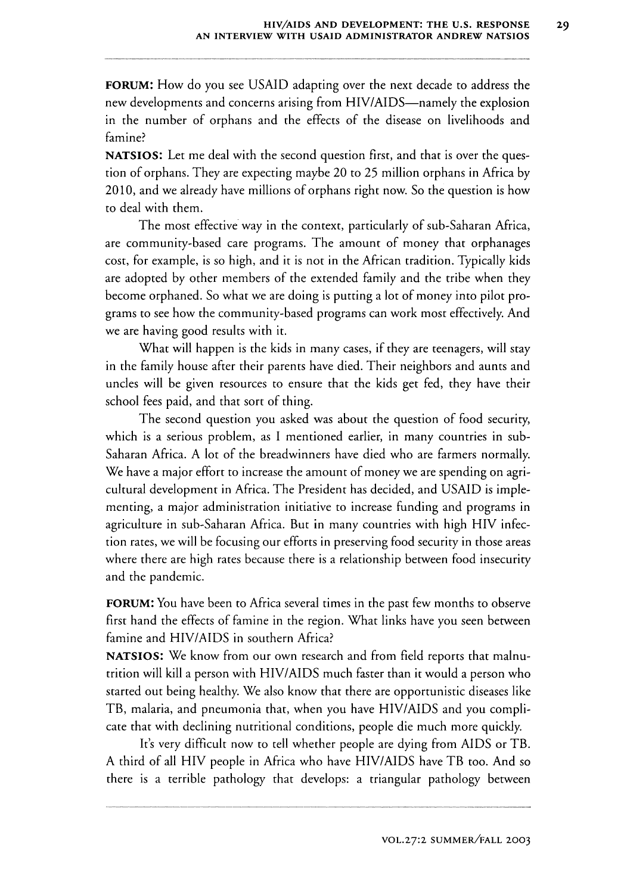**FORUM:** How do you see USAID adapting over the next decade to address the new developments and concerns arising from HIV/AIDS—namely the explosion in the number of orphans and the effects of the disease on livelihoods and famine?

**NATSIOS:** Let me deal with the second question first, and that is over the question of orphans. They are expecting maybe 20 to 25 million orphans in Africa by 2010, and we already have millions of orphans right now. So the question is how to deal with them.

The most effective way in the context, particularly of sub-Saharan Africa, are community-based care programs. The amount of money that orphanages cost, for example, is so high, and it is not in the African tradition. Typically kids are adopted by other members of the extended family and the tribe when they become orphaned. So what we are doing is putting a lot of money into pilot programs to see how the community-based programs can work most effectively. And we are having good results with it.

What will happen is the kids in many cases, if they are teenagers, will stay in the family house after their parents have died. Their neighbors and aunts and uncles will be given resources to ensure that the kids get fed, they have their school fees paid, and that sort of thing.

The second question you asked was about the question of food security, which is a serious problem, as I mentioned earlier, in many countries in sub-Saharan Africa. A lot of the breadwinners have died who are farmers normally. We have a major effort to increase the amount of money we are spending on agricultural development in Africa. The President has decided, and USAID is implementing, a major administration initiative to increase funding and programs in agriculture in sub-Saharan Africa. But in many countries with high HIV infection rates, we will be focusing our efforts in preserving food security in those areas where there are high rates because there is a relationship between food insecurity and the pandemic.

**FORUM:** You have been to Africa several times in the past few months to observe first hand the effects of famine in the region. What links have you seen between famine and HIV/AIDS in southern Africa?

**NATSIOS:** We know from our own research and from field reports that malnutrition will kill a person with HIV/AIDS much faster than it would a person who started out being healthy. We also know that there are opportunistic diseases like TB, malaria, and pneumonia that, when you have HIV/AIDS and you complicate that with declining nutritional conditions, people die much more quickly.

It's very difficult now to tell whether people are dying from AIDS or TB. A third of all HIV people in Africa who have HIV/AIDS have TB too. And so there is a terrible pathology that develops: a triangular pathology between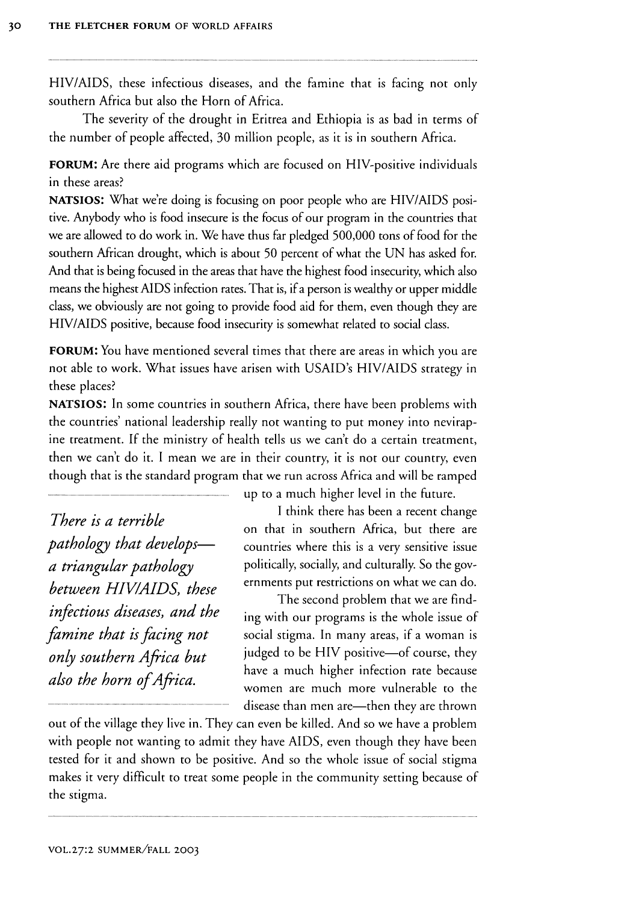HIV/AIDS, these infectious diseases, and the famine that is facing not only southern Africa but also the Horn of Africa.

The severity of the drought in Eritrea and Ethiopia is as bad in terms of the number of people affected, 30 million people, as it is in southern Africa.

**FORUM:** Are there aid programs which are focused on HIV-positive individuals in these areas?

**NATSIOS:** What we're doing is focusing on poor people who are HIV/AIDS positive. Anybody who is food insecure is the focus of our program in the countries that we are allowed to do work in. We have thus far pledged 500,000 tons of food for the southern African drought, which is about 50 percent of what the UN has asked for. And that is being focused in the areas that have the highest food insecurity, which also means the highest AIDS infection rates. That is, if a person is wealthy or upper middle class, we obviously are not going to provide food aid for them, even though they are HIV/AIDS positive, because food insecurity is somewhat related to social class.

**FORUM:** You have mentioned several times that there are areas in which you are not able to work. What issues have arisen with USAID's HIV/AIDS strategy in these places?

**NATSIOS:** In some countries in southern Africa, there have been problems with the countries' national leadership really not wanting to put money into nevirapine treatment. If the ministry of health tells us we can't do a certain treatment, then we can't do it. I mean we are in their country, it is not our country, even though that is the standard program that we run across Africa and will be ramped up to a much higher level in the future.

*There is a terrible pathology that develops—a triangular pathology between HIV/AIDS, these infectious diseases, and the famine that is facing not only southern Africa but also the horn of Africa.*

I think there has been a recent change on that in southern Africa, but there are countries where this is a very sensitive issue politically, socially, and culturally. So the governments put restrictions on what we can do.

The second problem that we are finding with our programs is the whole issue of social stigma. In many areas, if a woman is judged to be HIV positive—of course, they have a much higher infection rate because women are much more vulnerable to the disease than men are—then they are thrown out of the village they live in. They can even be killed. And so we have a problem with people not wanting to admit they have AIDS, even though they have been tested for it and shown to be positive. And so the whole issue of social stigma makes it very difficult to treat some people in the community setting because of the stigma.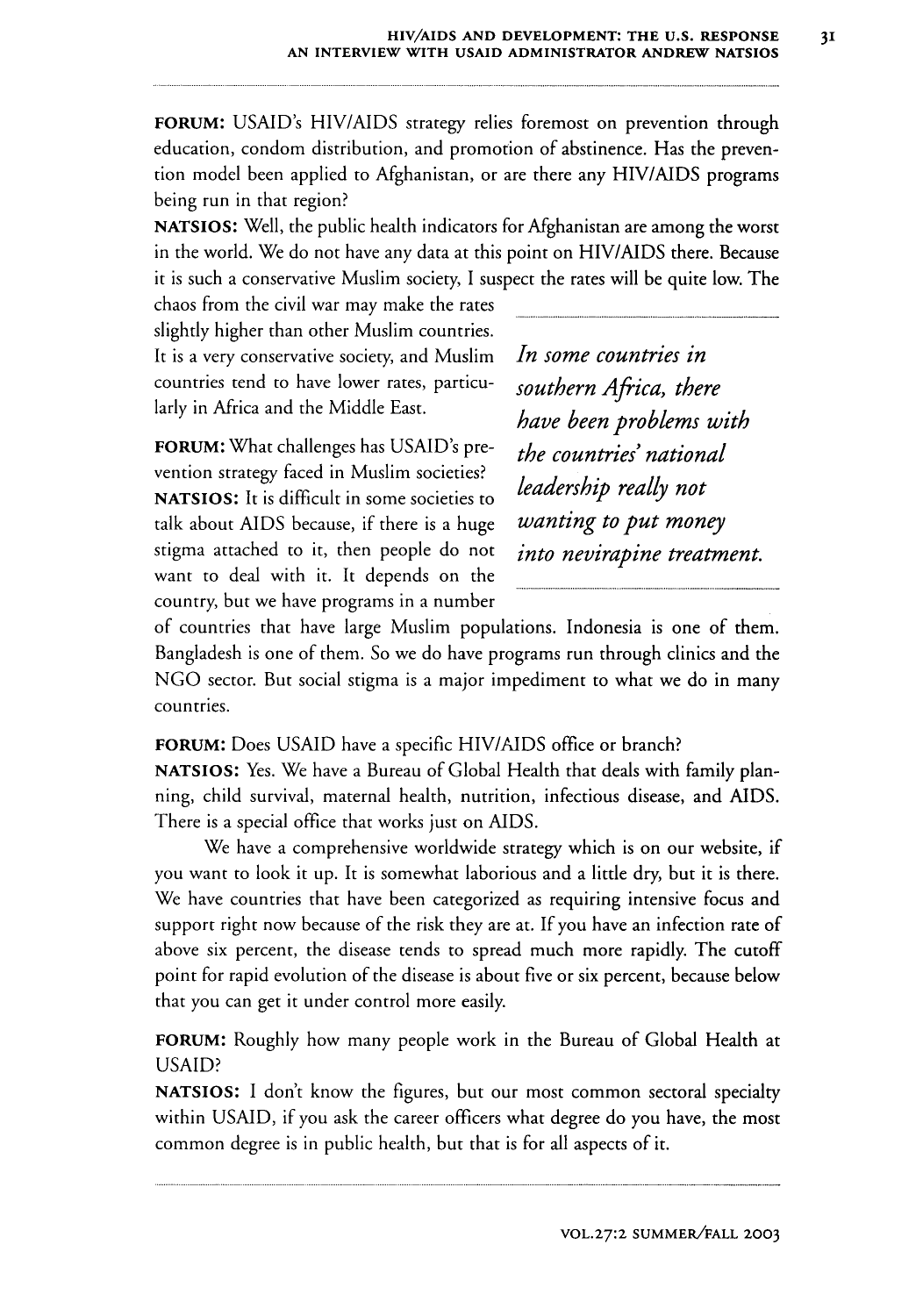**FORUM:** USAID's HIV/AIDS strategy relies foremost on prevention through education, condom distribution, and promotion of abstinence. Has the prevention model been applied to Afghanistan, or are there any HIV/AIDS programs being run in that region?

**NATSIOS:** Well, the public health indicators for Afghanistan are among the worst in the world. We do not have any data at this point on HIV/AIDS there. Because it is such a conservative Muslim society, I suspect the rates will be quite low. The chaos from the civil war may make the rates slightly higher than other Muslim countries. It is a very conservative society, and Muslim countries tend to have lower rates, particularly in Africa and the Middle East.

**FORUM:** What challenges has USAID's prevention strategy faced in Muslim societies?

**NATSIOS:** It is difficult in some societies to talk about AIDS because, if there is a huge stigma attached to it, then people do not want to deal with it. It depends on the country, but we have programs in a number of countries that have large Muslim populations. Indonesia is one of them. Bangladesh is one of them. So we do have programs run through clinics and the NGO sector. But social stigma is a major impediment to what we do in many countries.

> *In some countries in southern Africa, there have been problems with the countries' national leadership really not wanting to put money into nevirapine treatment.*

**FORUM:** Does USAID have a specific HIV/AIDS office or branch?

**NATSIOS:** Yes. We have a Bureau of Global Health that deals with family planning, child survival, maternal health, nutrition, infectious disease, and AIDS. There is a special office that works just on AIDS.

We have a comprehensive worldwide strategy which is on our website, if you want to look it up. It is somewhat laborious and a little dry, but it is there. We have countries that have been categorized as requiring intensive focus and support right now because of the risk they are at. If you have an infection rate of above six percent, the disease tends to spread much more rapidly. The cutoff point for rapid evolution of the disease is about five or six percent, because below that you can get it under control more easily.

**FORUM:** Roughly how many people work in the Bureau of Global Health at USAID?

**NATSIOS:** I don't know the figures, but our most common sectoral specialty within USAID, if you ask the career officers what degree do you have, the most common degree is in public health, but that is for all aspects of it.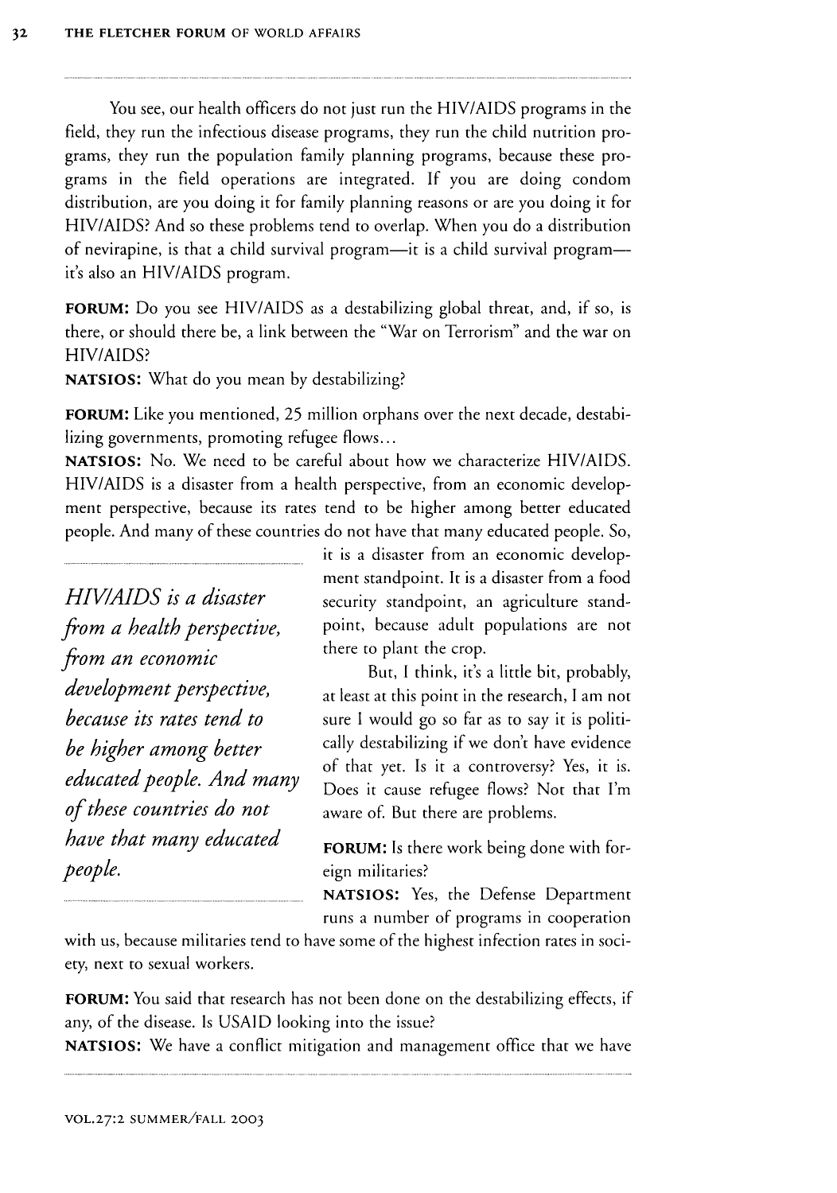You see, our health officers do not just run the HIV/AIDS programs in the field, they run the infectious disease programs, they run the child nutrition programs, they run the population family planning programs, because these programs in the field operations are integrated. If you are doing condom distribution, are you doing it for family planning reasons or are you doing it for HIV/AIDS? And so these problems tend to overlap. When you do a distribution of nevirapine, is that a child survival program—it is a child survival program—it's also an HIV/AIDS program.

**FORUM:** Do you see HIV/AIDS as a destabilizing global threat, and, if so, is there, or should there be, a link between the "War on Terrorism" and the war on HIV/AIDS?

**NATSIOS:** What do you mean by destabilizing?

**FORUM:** Like you mentioned, 25 million orphans over the next decade, destabilizing governments, promoting refugee flows...

**NATSIOS:** No. We need to be careful about how we characterize HIV/AIDS. HIV/AIDS is a disaster from a health perspective, from an economic development perspective, because its rates tend to be higher among better educated people. And many of these countries do not have that many educated people. So, it is a disaster from an economic development standpoint. It is a disaster from a food security standpoint, an agriculture standpoint, because adult populations are not there to plant the crop.

*HIV/AIDS is a disaster from a health perspective, from an economic development perspective, because its rates tend to be higher among better educated people. And many of these countries do not have that many educated people.*

But, I think, it's a little bit, probably, at least at this point in the research, I am not sure I would go so far as to say it is politically destabilizing if we don't have evidence of that yet. Is it a controversy? Yes, it is. Does it cause refugee flows? Not that I'm aware of. But there are problems.

**FORUM:** Is there work being done with foreign militaries?

**NATSIOS:** Yes, the Defense Department runs a number of programs in cooperation with us, because militaries tend to have some of the highest infection rates in society, next to sexual workers.

**FORUM:** You said that research has not been done on the destabilizing effects, if any, of the disease. Is USAID looking into the issue?

**NATSIOS:** We have a conflict mitigation and management office that we have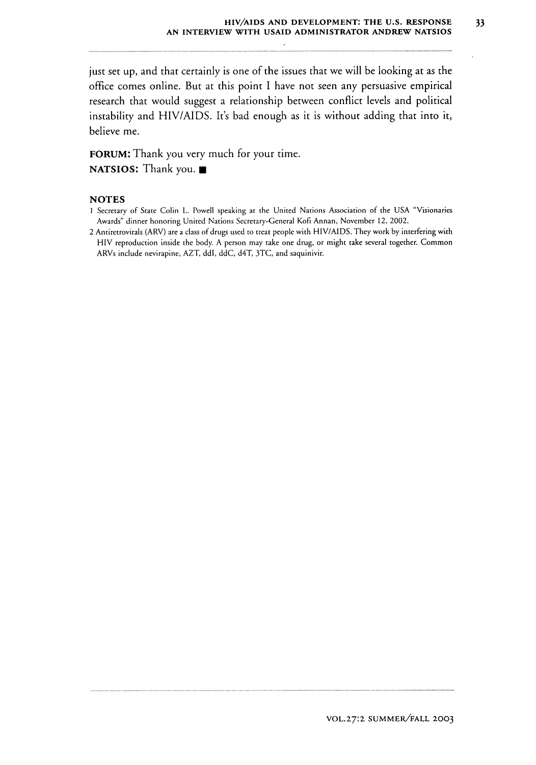just set up, and that certainly is one of the issues that we will be looking at as the office comes online. But at this point I have not seen any persuasive empirical research that would suggest a relationship between conflict levels and political instability and HIV/AIDS. It's bad enough as it is without adding that into it, believe me.

**FORUM:** Thank you very much for your time.

**NATSIOS:** Thank you. ■

## NOTES

1 Secretary of State Colin L. Powell speaking at the United Nations Association of the USA "Visionaries Awards" dinner honoring United Nations Secretary-General Kofi Annan, November 12, 2002.

2 Antiretrovirals (ARV) are a class of drugs used to treat people with HIV/AIDS. They work by interfering with HIV reproduction inside the body. A person may take one drug, or might take several together. Common ARVs include nevirapine, AZT, ddI, ddC, d4T, 3TC, and saquinivir.